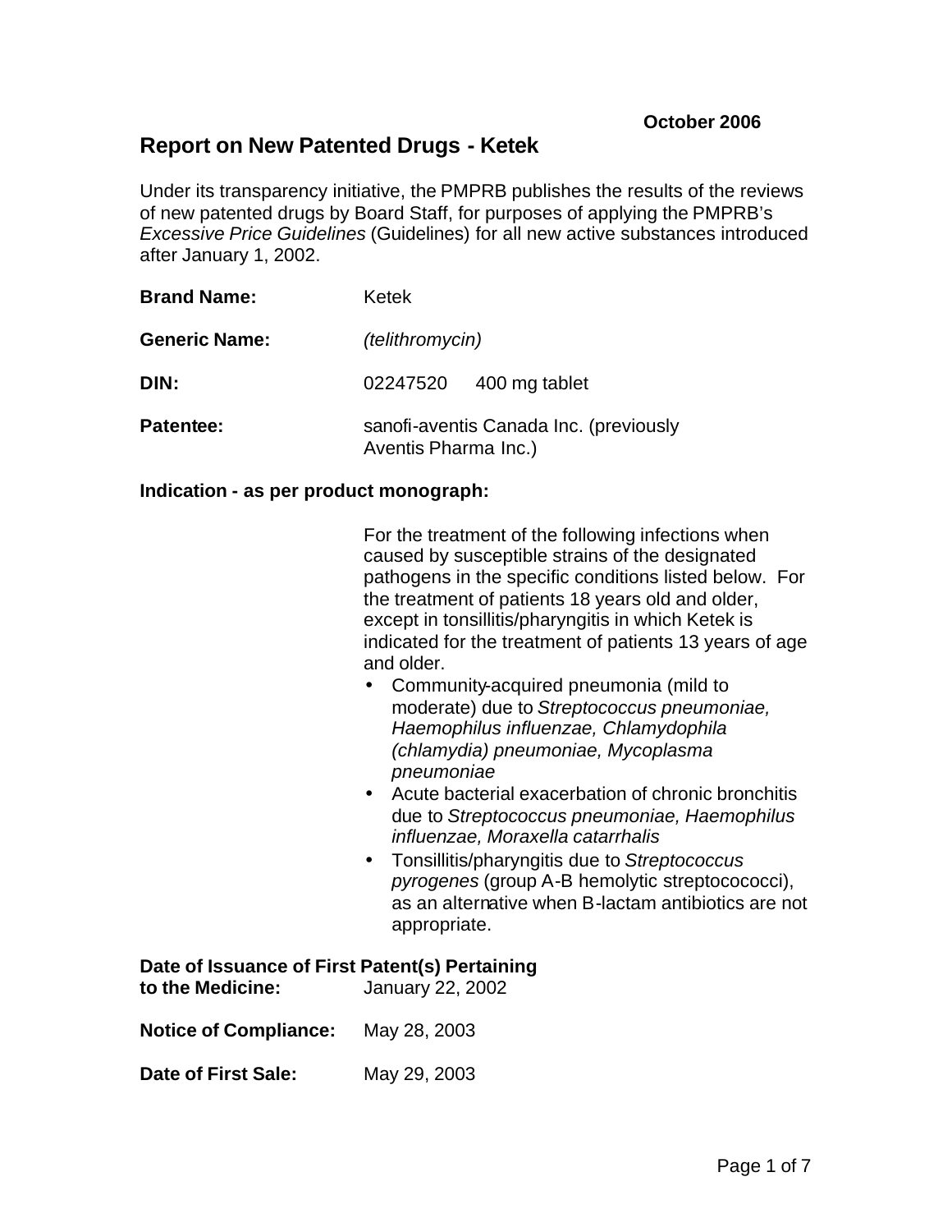**October 2006**

# Report on New Patented Drugs - Ketek

Under its transparency initiative, the PMPRB publishes the results of the reviews of new patented drugs by Board Staff, for purposes of applying the PMPRB's *Excessive Price Guidelines* (Guidelines) for all new active substances introduced after January 1, 2002.

**Brand Name:** Ketek

**Generic Name:** *(telithromycin)*

**DIN:** 02247520 400 mg tablet

**Patentee:** sanofi-aventis Canada Inc. (previously Aventis Pharma Inc.)

**Indication - as per product monograph:**

For the treatment of the following infections when caused by susceptible strains of the designated pathogens in the specific conditions listed below. For the treatment of patients 18 years old and older, except in tonsillitis/pharyngitis in which Ketek is indicated for the treatment of patients 13 years of age and older.

- Community-acquired pneumonia (mild to moderate) due to *Streptococcus pneumoniae, Haemophilus influenzae, Chlamydophila (chlamydia) pneumoniae, Mycoplasma pneumoniae*
- Acute bacterial exacerbation of chronic bronchitis due to *Streptococcus pneumoniae, Haemophilus influenzae, Moraxella catarrhalis*
- Tonsillitis/pharyngitis due to *Streptococcus pyrogenes* (group A-B hemolytic streptocococci), as an alternative when B-lactam antibiotics are not appropriate.

**Date of Issuance of First Patent(s) Pertaining to the Medicine:** January 22, 2002

**Notice of Compliance:** May 28, 2003

**Date of First Sale:** May 29, 2003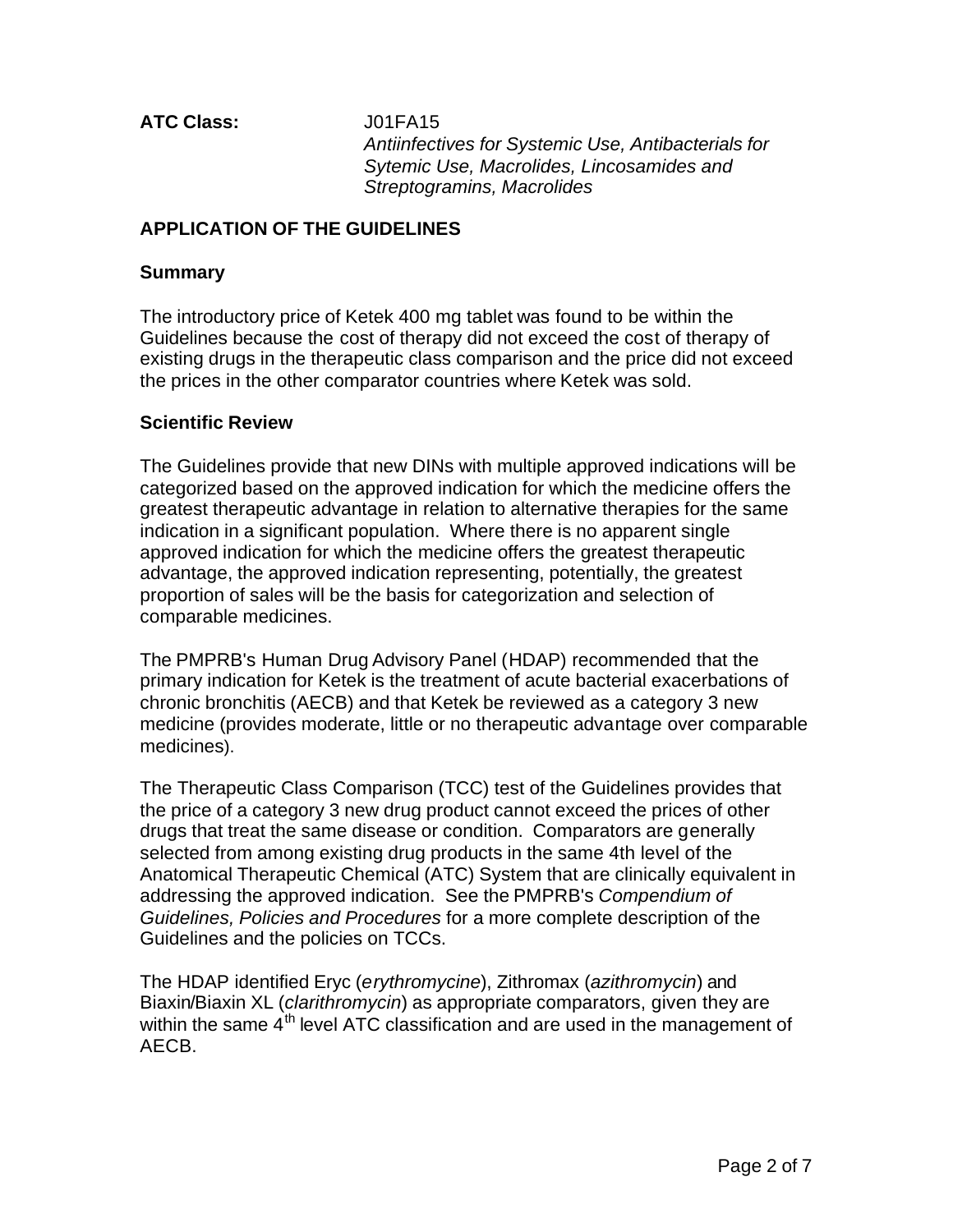**ATC Class:** J01FA15
*Antiinfectives for Systemic Use, Antibacterials for Sytemic Use, Macrolides, Lincosamides and Streptogramins, Macrolides*

## APPLICATION OF THE GUIDELINES

### Summary

The introductory price of Ketek 400 mg tablet was found to be within the Guidelines because the cost of therapy did not exceed the cost of therapy of existing drugs in the therapeutic class comparison and the price did not exceed the prices in the other comparator countries where Ketek was sold.

### Scientific Review

The Guidelines provide that new DINs with multiple approved indications will be categorized based on the approved indication for which the medicine offers the greatest therapeutic advantage in relation to alternative therapies for the same indication in a significant population. Where there is no apparent single approved indication for which the medicine offers the greatest therapeutic advantage, the approved indication representing, potentially, the greatest proportion of sales will be the basis for categorization and selection of comparable medicines.

The PMPRB's Human Drug Advisory Panel (HDAP) recommended that the primary indication for Ketek is the treatment of acute bacterial exacerbations of chronic bronchitis (AECB) and that Ketek be reviewed as a category 3 new medicine (provides moderate, little or no therapeutic advantage over comparable medicines).

The Therapeutic Class Comparison (TCC) test of the Guidelines provides that the price of a category 3 new drug product cannot exceed the prices of other drugs that treat the same disease or condition. Comparators are generally selected from among existing drug products in the same 4th level of the Anatomical Therapeutic Chemical (ATC) System that are clinically equivalent in addressing the approved indication. See the PMPRB's *Compendium of Guidelines, Policies and Procedures* for a more complete description of the Guidelines and the policies on TCCs.

The HDAP identified Eryc (*erythromycine*), Zithromax (*azithromycin*) and Biaxin/Biaxin XL (*clarithromycin*) as appropriate comparators, given they are within the same 4th level ATC classification and are used in the management of AECB.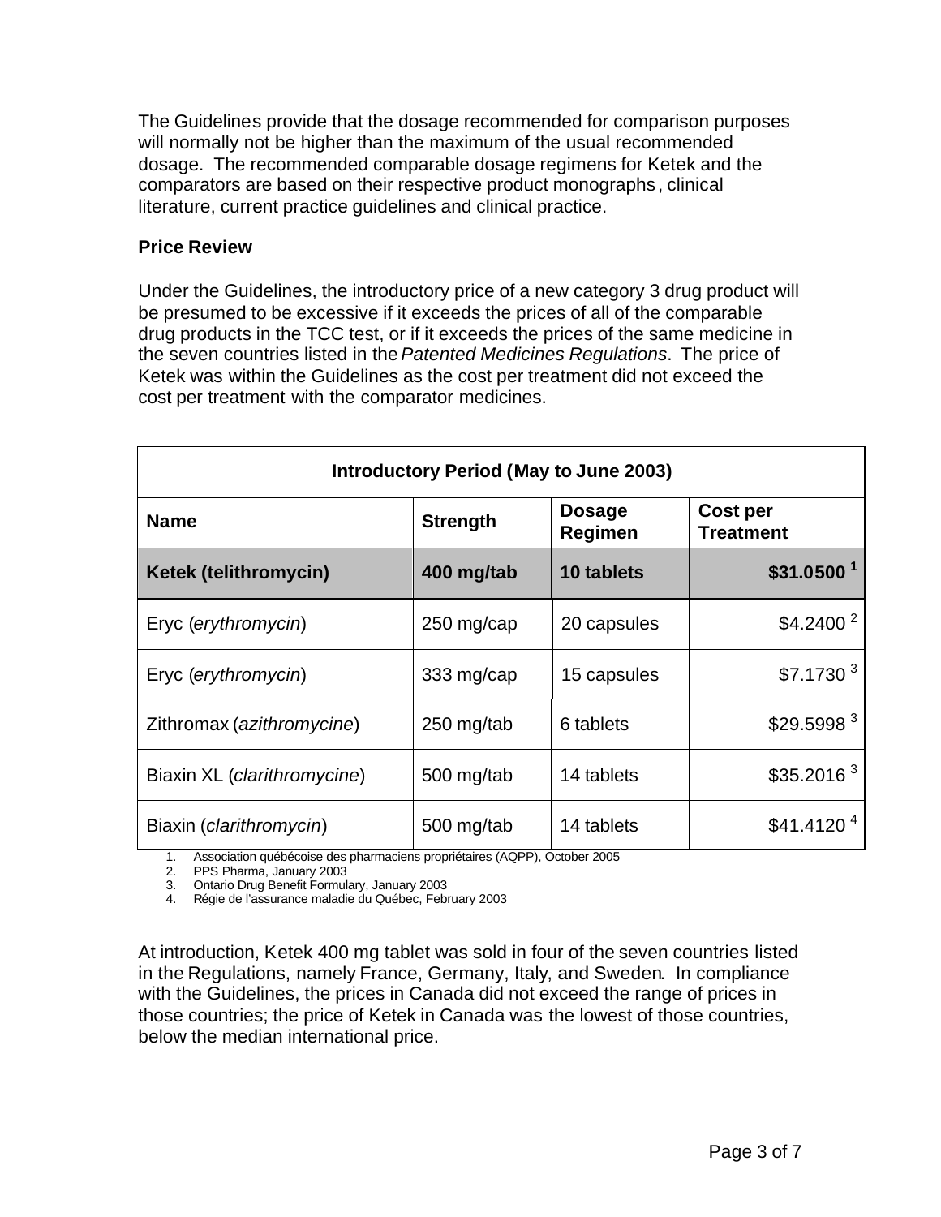The Guidelines provide that the dosage recommended for comparison purposes will normally not be higher than the maximum of the usual recommended dosage. The recommended comparable dosage regimens for Ketek and the comparators are based on their respective product monographs, clinical literature, current practice guidelines and clinical practice.

**Price Review**

Under the Guidelines, the introductory price of a new category 3 drug product will be presumed to be excessive if it exceeds the prices of all of the comparable drug products in the TCC test, or if it exceeds the prices of the same medicine in the seven countries listed in the *Patented Medicines Regulations*. The price of Ketek was within the Guidelines as the cost per treatment did not exceed the cost per treatment with the comparator medicines.

| **Introductory Period (May to June 2003)** | | | |
|---|---|---|---|
| **Name** | **Strength** | **Dosage Regimen** | **Cost per Treatment** |
| **Ketek (telithromycin)** | **400 mg/tab** | **10 tablets** | **$31.0500 [1]** |
| Eryc (*erythromycin*) | 250 mg/cap | 20 capsules | $4.2400 [2] |
| Eryc (*erythromycin*) | 333 mg/cap | 15 capsules | $7.1730 [3] |
| Zithromax (*azithromycine*) | 250 mg/tab | 6 tablets | $29.5998 [3] |
| Biaxin XL (*clarithromycine*) | 500 mg/tab | 14 tablets | $35.2016 [3] |
| Biaxin (*clarithromycin*) | 500 mg/tab | 14 tablets | $41.4120 [4] |

1. Association québécoise des pharmaciens propriétaires (AQPP), October 2005
2. PPS Pharma, January 2003
3. Ontario Drug Benefit Formulary, January 2003
4. Régie de l'assurance maladie du Québec, February 2003

At introduction, Ketek 400 mg tablet was sold in four of the seven countries listed in the Regulations, namely France, Germany, Italy, and Sweden. In compliance with the Guidelines, the prices in Canada did not exceed the range of prices in those countries; the price of Ketek in Canada was the lowest of those countries, below the median international price.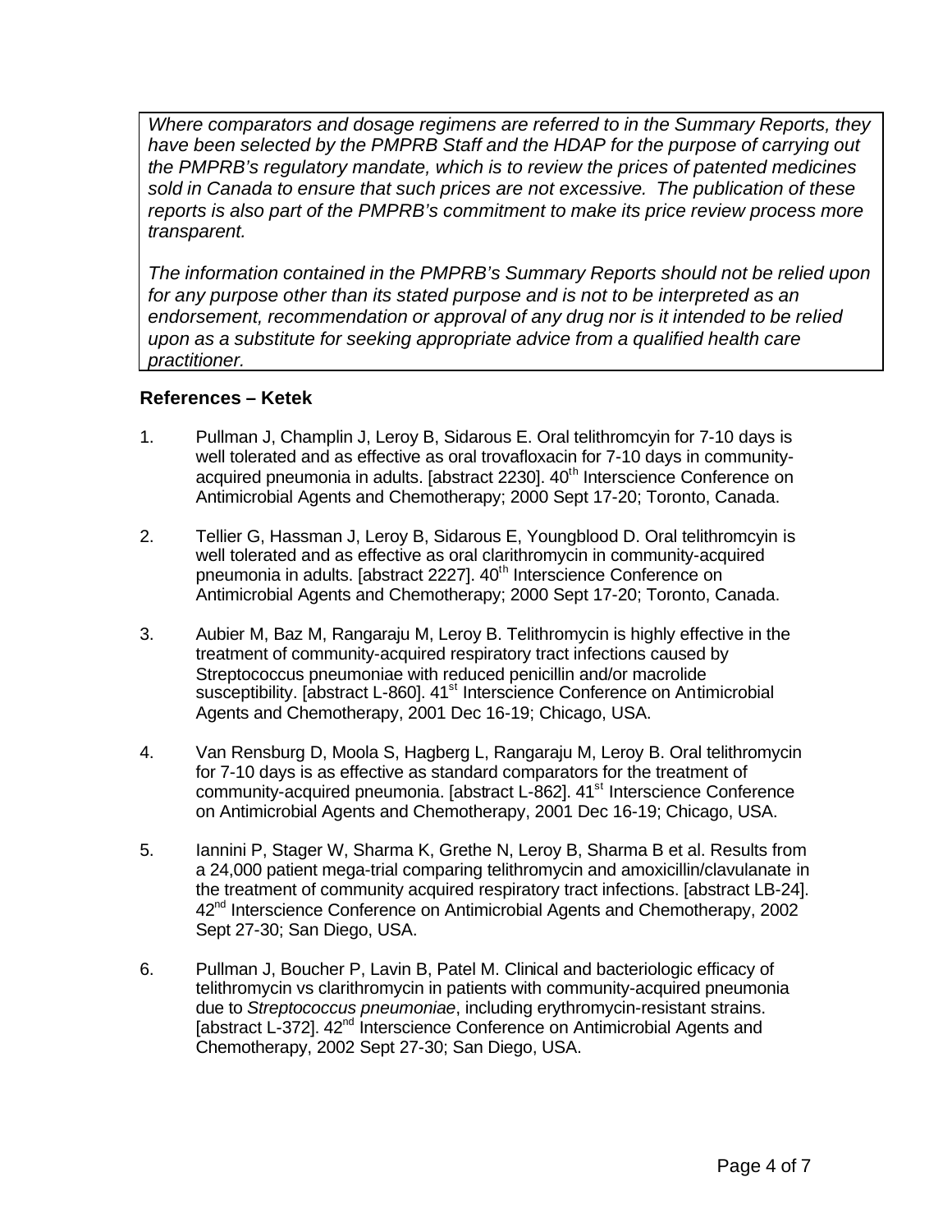*Where comparators and dosage regimens are referred to in the Summary Reports, they have been selected by the PMPRB Staff and the HDAP for the purpose of carrying out the PMPRB's regulatory mandate, which is to review the prices of patented medicines sold in Canada to ensure that such prices are not excessive. The publication of these reports is also part of the PMPRB's commitment to make its price review process more transparent.*

*The information contained in the PMPRB's Summary Reports should not be relied upon for any purpose other than its stated purpose and is not to be interpreted as an endorsement, recommendation or approval of any drug nor is it intended to be relied upon as a substitute for seeking appropriate advice from a qualified health care practitioner.*

### References – Ketek

1. Pullman J, Champlin J, Leroy B, Sidarous E. Oral telithromcyin for 7-10 days is well tolerated and as effective as oral trovafloxacin for 7-10 days in community-acquired pneumonia in adults. [abstract 2230]. 40th Interscience Conference on Antimicrobial Agents and Chemotherapy; 2000 Sept 17-20; Toronto, Canada.

2. Tellier G, Hassman J, Leroy B, Sidarous E, Youngblood D. Oral telithromcyin is well tolerated and as effective as oral clarithromycin in community-acquired pneumonia in adults. [abstract 2227]. 40th Interscience Conference on Antimicrobial Agents and Chemotherapy; 2000 Sept 17-20; Toronto, Canada.

3. Aubier M, Baz M, Rangaraju M, Leroy B. Telithromycin is highly effective in the treatment of community-acquired respiratory tract infections caused by Streptococcus pneumoniae with reduced penicillin and/or macrolide susceptibility. [abstract L-860]. 41st Interscience Conference on Antimicrobial Agents and Chemotherapy, 2001 Dec 16-19; Chicago, USA.

4. Van Rensburg D, Moola S, Hagberg L, Rangaraju M, Leroy B. Oral telithromycin for 7-10 days is as effective as standard comparators for the treatment of community-acquired pneumonia. [abstract L-862]. 41st Interscience Conference on Antimicrobial Agents and Chemotherapy, 2001 Dec 16-19; Chicago, USA.

5. Iannini P, Stager W, Sharma K, Grethe N, Leroy B, Sharma B et al. Results from a 24,000 patient mega-trial comparing telithromycin and amoxicillin/clavulanate in the treatment of community acquired respiratory tract infections. [abstract LB-24]. 42nd Interscience Conference on Antimicrobial Agents and Chemotherapy, 2002 Sept 27-30; San Diego, USA.

6. Pullman J, Boucher P, Lavin B, Patel M. Clinical and bacteriologic efficacy of telithromycin vs clarithromycin in patients with community-acquired pneumonia due to *Streptococcus pneumoniae*, including erythromycin-resistant strains. [abstract L-372]. 42nd Interscience Conference on Antimicrobial Agents and Chemotherapy, 2002 Sept 27-30; San Diego, USA.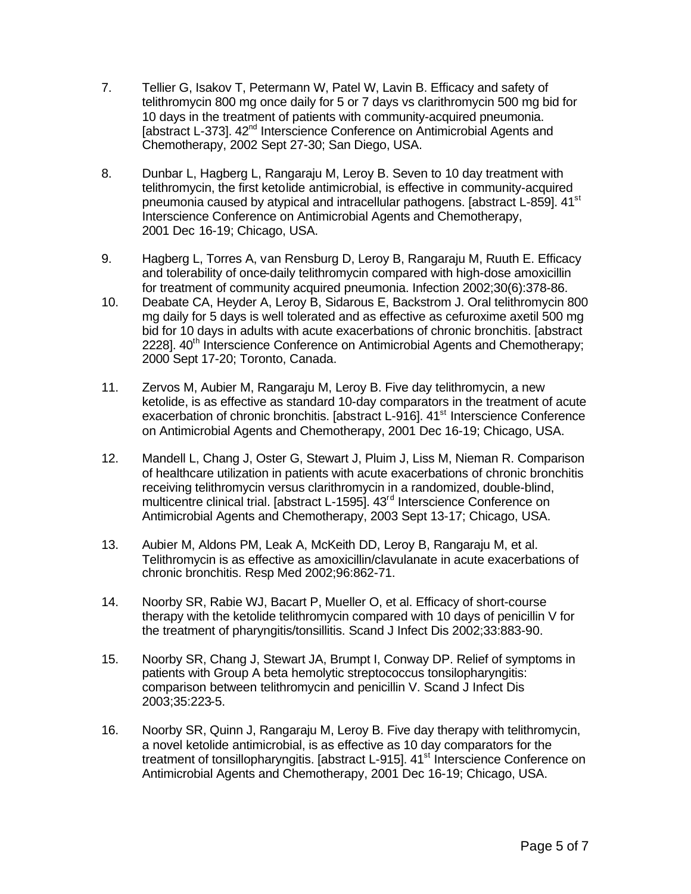7. Tellier G, Isakov T, Petermann W, Patel W, Lavin B. Efficacy and safety of telithromycin 800 mg once daily for 5 or 7 days vs clarithromycin 500 mg bid for 10 days in the treatment of patients with community-acquired pneumonia. [abstract L-373]. 42nd Interscience Conference on Antimicrobial Agents and Chemotherapy, 2002 Sept 27-30; San Diego, USA.

8. Dunbar L, Hagberg L, Rangaraju M, Leroy B. Seven to 10 day treatment with telithromycin, the first ketolide antimicrobial, is effective in community-acquired pneumonia caused by atypical and intracellular pathogens. [abstract L-859]. 41st Interscience Conference on Antimicrobial Agents and Chemotherapy, 2001 Dec 16-19; Chicago, USA.

9. Hagberg L, Torres A, van Rensburg D, Leroy B, Rangaraju M, Ruuth E. Efficacy and tolerability of once-daily telithromycin compared with high-dose amoxicillin for treatment of community acquired pneumonia. Infection 2002;30(6):378-86.

10. Deabate CA, Heyder A, Leroy B, Sidarous E, Backstrom J. Oral telithromycin 800 mg daily for 5 days is well tolerated and as effective as cefuroxime axetil 500 mg bid for 10 days in adults with acute exacerbations of chronic bronchitis. [abstract 2228]. 40th Interscience Conference on Antimicrobial Agents and Chemotherapy; 2000 Sept 17-20; Toronto, Canada.

11. Zervos M, Aubier M, Rangaraju M, Leroy B. Five day telithromycin, a new ketolide, is as effective as standard 10-day comparators in the treatment of acute exacerbation of chronic bronchitis. [abstract L-916]. 41st Interscience Conference on Antimicrobial Agents and Chemotherapy, 2001 Dec 16-19; Chicago, USA.

12. Mandell L, Chang J, Oster G, Stewart J, Pluim J, Liss M, Nieman R. Comparison of healthcare utilization in patients with acute exacerbations of chronic bronchitis receiving telithromycin versus clarithromycin in a randomized, double-blind, multicentre clinical trial. [abstract L-1595]. 43rd Interscience Conference on Antimicrobial Agents and Chemotherapy, 2003 Sept 13-17; Chicago, USA.

13. Aubier M, Aldons PM, Leak A, McKeith DD, Leroy B, Rangaraju M, et al. Telithromycin is as effective as amoxicillin/clavulanate in acute exacerbations of chronic bronchitis. Resp Med 2002;96:862-71.

14. Noorby SR, Rabie WJ, Bacart P, Mueller O, et al. Efficacy of short-course therapy with the ketolide telithromycin compared with 10 days of penicillin V for the treatment of pharyngitis/tonsillitis. Scand J Infect Dis 2002;33:883-90.

15. Noorby SR, Chang J, Stewart JA, Brumpt I, Conway DP. Relief of symptoms in patients with Group A beta hemolytic streptococcus tonsilopharyngitis: comparison between telithromycin and penicillin V. Scand J Infect Dis 2003;35:223-5.

16. Noorby SR, Quinn J, Rangaraju M, Leroy B. Five day therapy with telithromycin, a novel ketolide antimicrobial, is as effective as 10 day comparators for the treatment of tonsillopharyngitis. [abstract L-915]. 41st Interscience Conference on Antimicrobial Agents and Chemotherapy, 2001 Dec 16-19; Chicago, USA.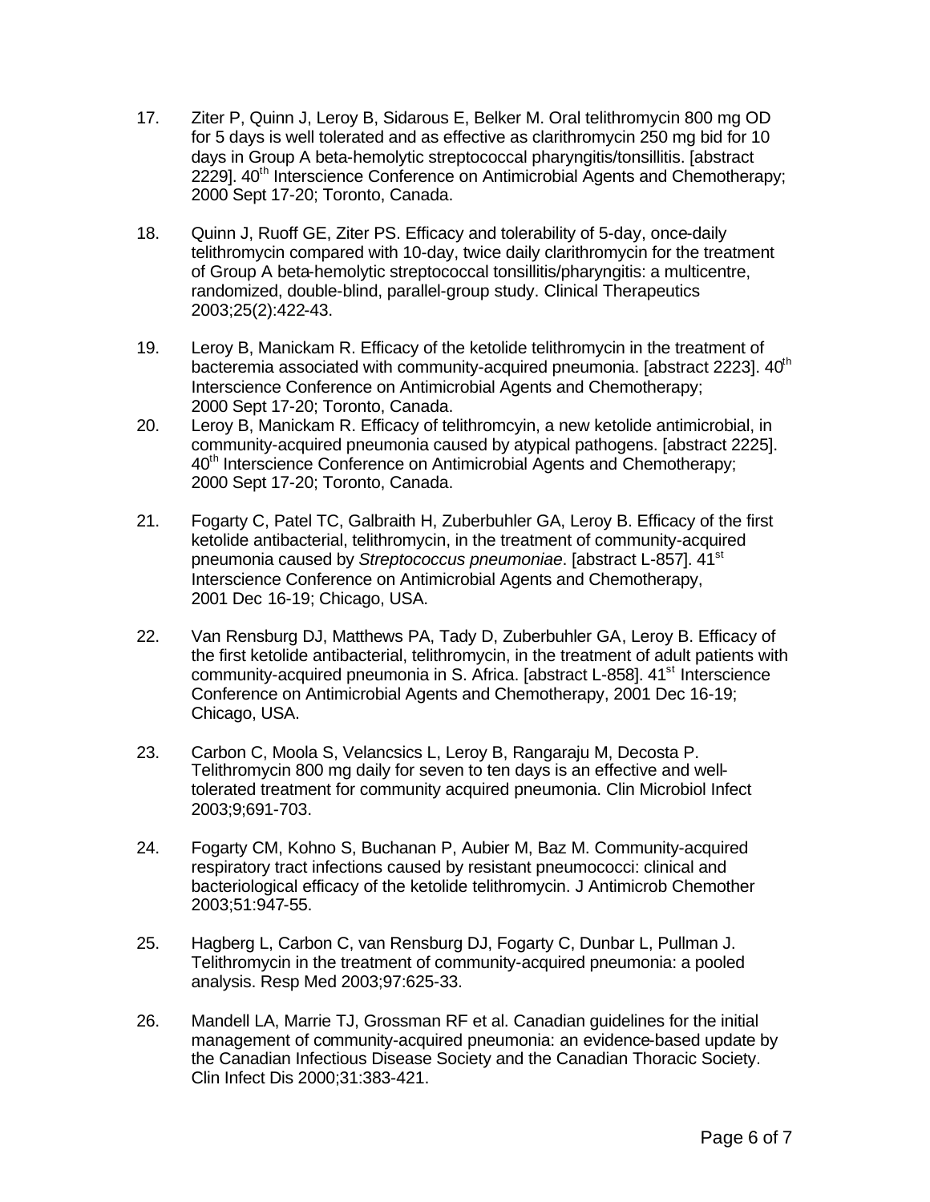17. Ziter P, Quinn J, Leroy B, Sidarous E, Belker M. Oral telithromycin 800 mg OD for 5 days is well tolerated and as effective as clarithromycin 250 mg bid for 10 days in Group A beta-hemolytic streptococcal pharyngitis/tonsillitis. [abstract 2229]. 40th Interscience Conference on Antimicrobial Agents and Chemotherapy; 2000 Sept 17-20; Toronto, Canada.

18. Quinn J, Ruoff GE, Ziter PS. Efficacy and tolerability of 5-day, once-daily telithromycin compared with 10-day, twice daily clarithromycin for the treatment of Group A beta-hemolytic streptococcal tonsillitis/pharyngitis: a multicentre, randomized, double-blind, parallel-group study. Clinical Therapeutics 2003;25(2):422-43.

19. Leroy B, Manickam R. Efficacy of the ketolide telithromycin in the treatment of bacteremia associated with community-acquired pneumonia. [abstract 2223]. 40th Interscience Conference on Antimicrobial Agents and Chemotherapy; 2000 Sept 17-20; Toronto, Canada.

20. Leroy B, Manickam R. Efficacy of telithromcyin, a new ketolide antimicrobial, in community-acquired pneumonia caused by atypical pathogens. [abstract 2225]. 40th Interscience Conference on Antimicrobial Agents and Chemotherapy; 2000 Sept 17-20; Toronto, Canada.

21. Fogarty C, Patel TC, Galbraith H, Zuberbuhler GA, Leroy B. Efficacy of the first ketolide antibacterial, telithromycin, in the treatment of community-acquired pneumonia caused by *Streptococcus pneumoniae*. [abstract L-857]. 41st Interscience Conference on Antimicrobial Agents and Chemotherapy, 2001 Dec 16-19; Chicago, USA.

22. Van Rensburg DJ, Matthews PA, Tady D, Zuberbuhler GA, Leroy B. Efficacy of the first ketolide antibacterial, telithromycin, in the treatment of adult patients with community-acquired pneumonia in S. Africa. [abstract L-858]. 41st Interscience Conference on Antimicrobial Agents and Chemotherapy, 2001 Dec 16-19; Chicago, USA.

23. Carbon C, Moola S, Velancsics L, Leroy B, Rangaraju M, Decosta P. Telithromycin 800 mg daily for seven to ten days is an effective and well-tolerated treatment for community acquired pneumonia. Clin Microbiol Infect 2003;9;691-703.

24. Fogarty CM, Kohno S, Buchanan P, Aubier M, Baz M. Community-acquired respiratory tract infections caused by resistant pneumococci: clinical and bacteriological efficacy of the ketolide telithromycin. J Antimicrob Chemother 2003;51:947-55.

25. Hagberg L, Carbon C, van Rensburg DJ, Fogarty C, Dunbar L, Pullman J. Telithromycin in the treatment of community-acquired pneumonia: a pooled analysis. Resp Med 2003;97:625-33.

26. Mandell LA, Marrie TJ, Grossman RF et al. Canadian guidelines for the initial management of community-acquired pneumonia: an evidence-based update by the Canadian Infectious Disease Society and the Canadian Thoracic Society. Clin Infect Dis 2000;31:383-421.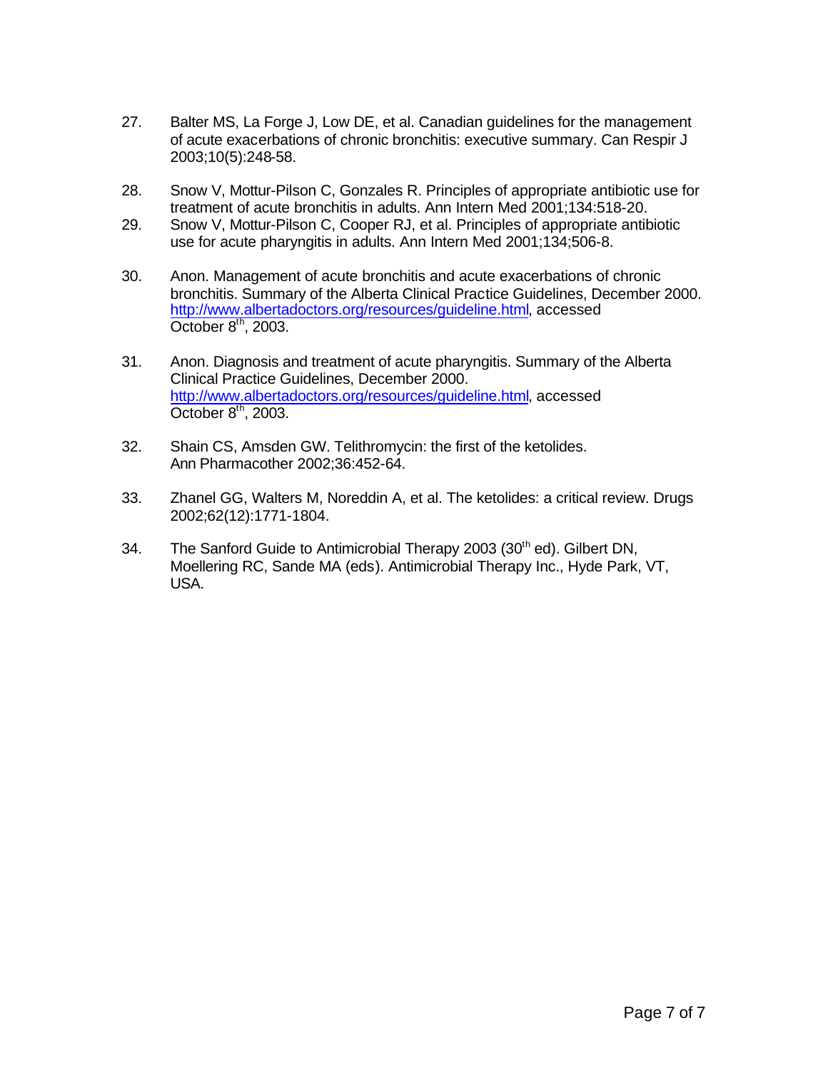27. Balter MS, La Forge J, Low DE, et al. Canadian guidelines for the management of acute exacerbations of chronic bronchitis: executive summary. Can Respir J 2003;10(5):248-58.

28. Snow V, Mottur-Pilson C, Gonzales R. Principles of appropriate antibiotic use for treatment of acute bronchitis in adults. Ann Intern Med 2001;134:518-20.

29. Snow V, Mottur-Pilson C, Cooper RJ, et al. Principles of appropriate antibiotic use for acute pharyngitis in adults. Ann Intern Med 2001;134;506-8.

30. Anon. Management of acute bronchitis and acute exacerbations of chronic bronchitis. Summary of the Alberta Clinical Practice Guidelines, December 2000. http://www.albertadoctors.org/resources/guideline.html, accessed October 8th, 2003.

31. Anon. Diagnosis and treatment of acute pharyngitis. Summary of the Alberta Clinical Practice Guidelines, December 2000. http://www.albertadoctors.org/resources/guideline.html, accessed October 8th, 2003.

32. Shain CS, Amsden GW. Telithromycin: the first of the ketolides. Ann Pharmacother 2002;36:452-64.

33. Zhanel GG, Walters M, Noreddin A, et al. The ketolides: a critical review. Drugs 2002;62(12):1771-1804.

34. The Sanford Guide to Antimicrobial Therapy 2003 (30th ed). Gilbert DN, Moellering RC, Sande MA (eds). Antimicrobial Therapy Inc., Hyde Park, VT, USA.